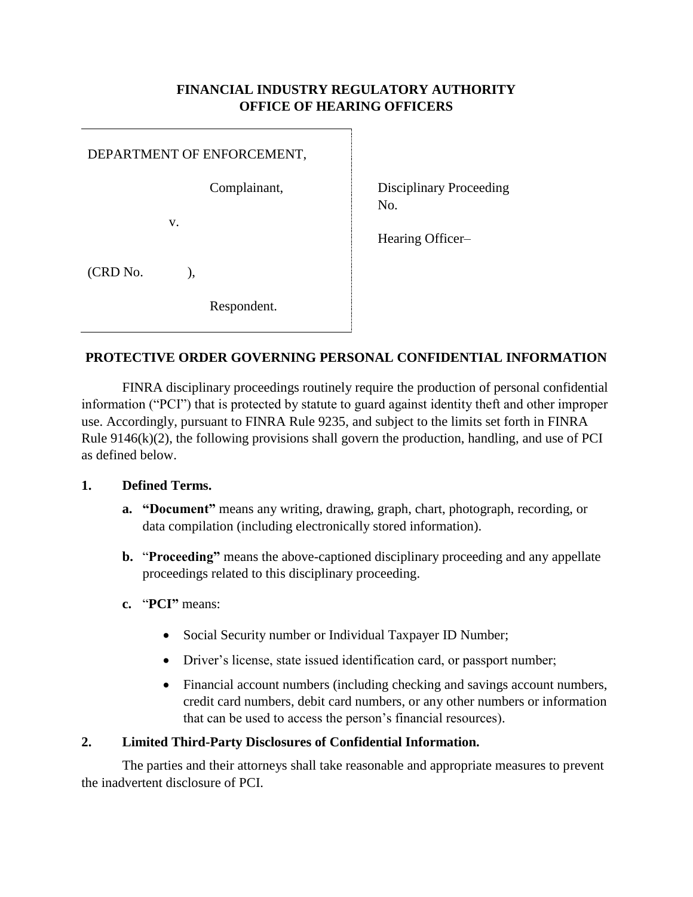**FINANCIAL INDUSTRY REGULATORY AUTHORITY**
**OFFICE OF HEARING OFFICERS**

| | |
|---|---|
| DEPARTMENT OF ENFORCEMENT,<br><br>Complainant,<br><br>v.<br><br>(CRD No. ),<br><br>Respondent. | Disciplinary Proceeding No.<br><br>Hearing Officer– |

**PROTECTIVE ORDER GOVERNING PERSONAL CONFIDENTIAL INFORMATION**

FINRA disciplinary proceedings routinely require the production of personal confidential information ("PCI") that is protected by statute to guard against identity theft and other improper use. Accordingly, pursuant to FINRA Rule 9235, and subject to the limits set forth in FINRA Rule 9146(k)(2), the following provisions shall govern the production, handling, and use of PCI as defined below.

**1. Defined Terms.**

- **a. "Document"** means any writing, drawing, graph, chart, photograph, recording, or data compilation (including electronically stored information).
- **b. "Proceeding"** means the above-captioned disciplinary proceeding and any appellate proceedings related to this disciplinary proceeding.
- **c. "PCI"** means:
  - Social Security number or Individual Taxpayer ID Number;
  - Driver's license, state issued identification card, or passport number;
  - Financial account numbers (including checking and savings account numbers, credit card numbers, debit card numbers, or any other numbers or information that can be used to access the person's financial resources).

**2. Limited Third-Party Disclosures of Confidential Information.**

The parties and their attorneys shall take reasonable and appropriate measures to prevent the inadvertent disclosure of PCI.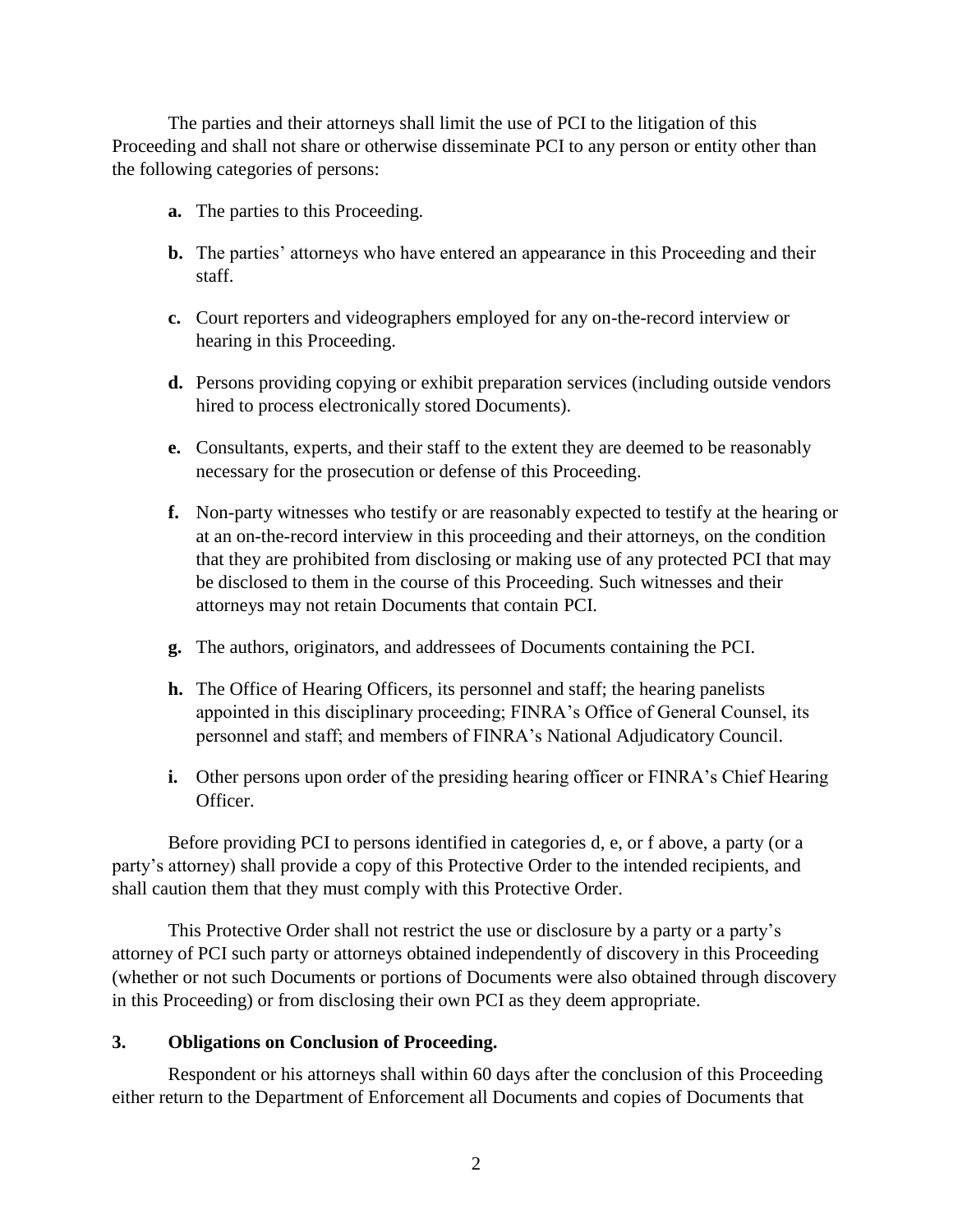The parties and their attorneys shall limit the use of PCI to the litigation of this Proceeding and shall not share or otherwise disseminate PCI to any person or entity other than the following categories of persons:

- **a.** The parties to this Proceeding.
- **b.** The parties' attorneys who have entered an appearance in this Proceeding and their staff.
- **c.** Court reporters and videographers employed for any on-the-record interview or hearing in this Proceeding.
- **d.** Persons providing copying or exhibit preparation services (including outside vendors hired to process electronically stored Documents).
- **e.** Consultants, experts, and their staff to the extent they are deemed to be reasonably necessary for the prosecution or defense of this Proceeding.
- **f.** Non-party witnesses who testify or are reasonably expected to testify at the hearing or at an on-the-record interview in this proceeding and their attorneys, on the condition that they are prohibited from disclosing or making use of any protected PCI that may be disclosed to them in the course of this Proceeding. Such witnesses and their attorneys may not retain Documents that contain PCI.
- **g.** The authors, originators, and addressees of Documents containing the PCI.
- **h.** The Office of Hearing Officers, its personnel and staff; the hearing panelists appointed in this disciplinary proceeding; FINRA's Office of General Counsel, its personnel and staff; and members of FINRA's National Adjudicatory Council.
- **i.** Other persons upon order of the presiding hearing officer or FINRA's Chief Hearing Officer.

Before providing PCI to persons identified in categories d, e, or f above, a party (or a party's attorney) shall provide a copy of this Protective Order to the intended recipients, and shall caution them that they must comply with this Protective Order.

This Protective Order shall not restrict the use or disclosure by a party or a party's attorney of PCI such party or attorneys obtained independently of discovery in this Proceeding (whether or not such Documents or portions of Documents were also obtained through discovery in this Proceeding) or from disclosing their own PCI as they deem appropriate.

### 3. Obligations on Conclusion of Proceeding.

Respondent or his attorneys shall within 60 days after the conclusion of this Proceeding either return to the Department of Enforcement all Documents and copies of Documents that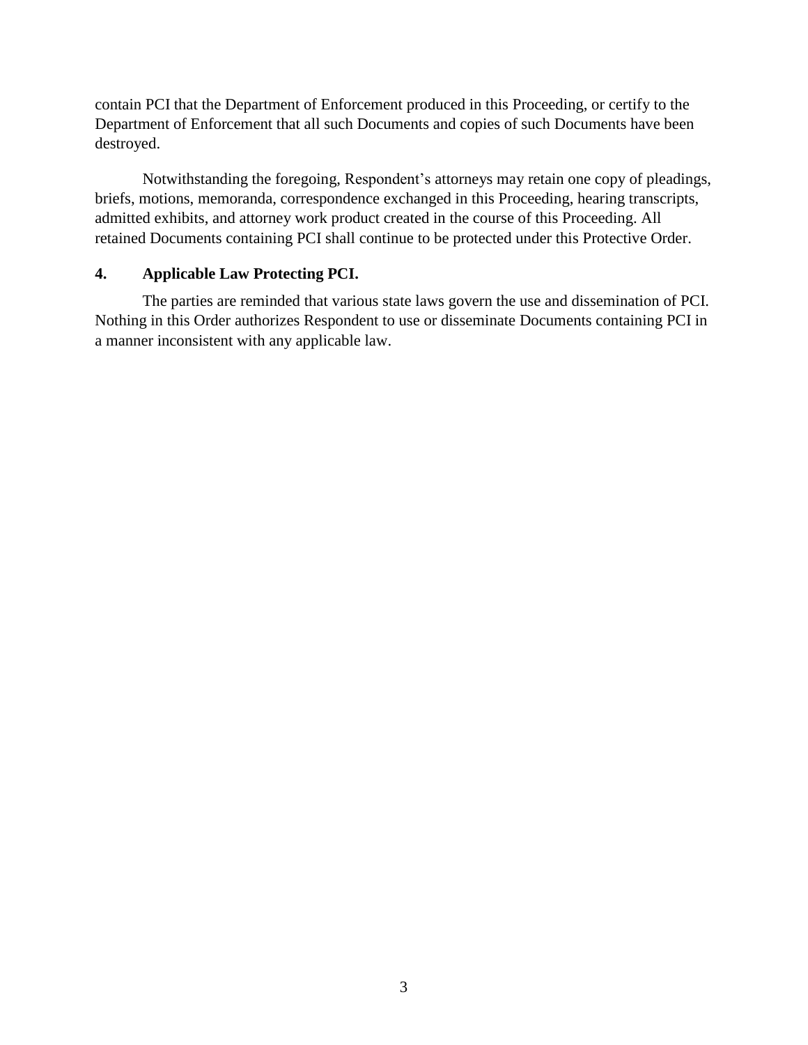contain PCI that the Department of Enforcement produced in this Proceeding, or certify to the Department of Enforcement that all such Documents and copies of such Documents have been destroyed.

Notwithstanding the foregoing, Respondent's attorneys may retain one copy of pleadings, briefs, motions, memoranda, correspondence exchanged in this Proceeding, hearing transcripts, admitted exhibits, and attorney work product created in the course of this Proceeding. All retained Documents containing PCI shall continue to be protected under this Protective Order.

**4. Applicable Law Protecting PCI.**

The parties are reminded that various state laws govern the use and dissemination of PCI. Nothing in this Order authorizes Respondent to use or disseminate Documents containing PCI in a manner inconsistent with any applicable law.